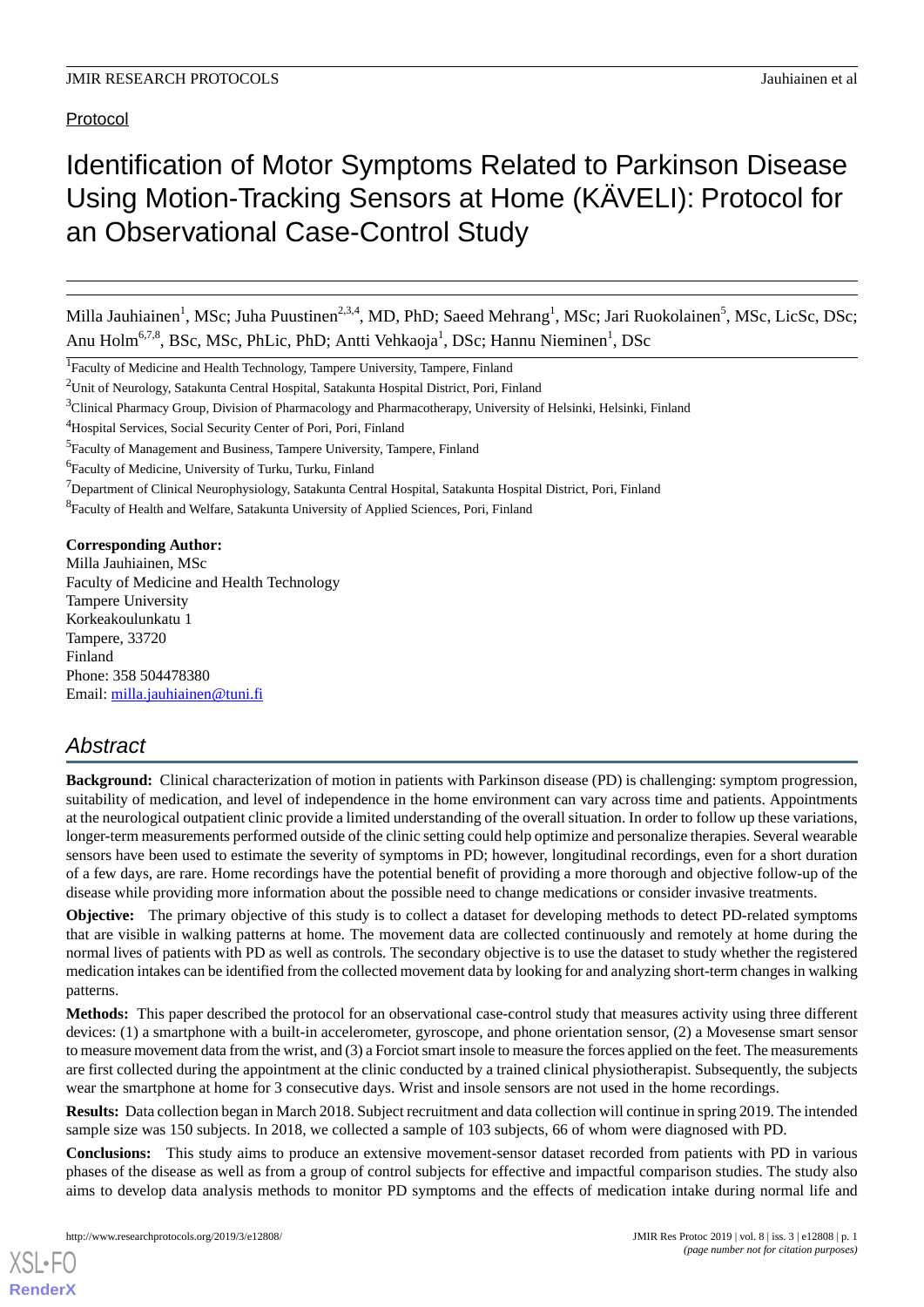Protocol

# Identification of Motor Symptoms Related to Parkinson Disease Using Motion-Tracking Sensors at Home (KÄVELI): Protocol for an Observational Case-Control Study

Milla Jauhiainen[1], MSc; Juha Puustinen[2,3,4], MD, PhD; Saeed Mehrang[1], MSc; Jari Ruokolainen[5], MSc, LicSc, DSc; Anu Holm[6,7,8], BSc, MSc, PhLic, PhD; Antti Vehkaoja[1], DSc; Hannu Nieminen[1], DSc

[1]Faculty of Medicine and Health Technology, Tampere University, Tampere, Finland

[2]Unit of Neurology, Satakunta Central Hospital, Satakunta Hospital District, Pori, Finland

[3]Clinical Pharmacy Group, Division of Pharmacology and Pharmacotherapy, University of Helsinki, Helsinki, Finland

[4]Hospital Services, Social Security Center of Pori, Pori, Finland

[5]Faculty of Management and Business, Tampere University, Tampere, Finland

[6]Faculty of Medicine, University of Turku, Turku, Finland

[7]Department of Clinical Neurophysiology, Satakunta Central Hospital, Satakunta Hospital District, Pori, Finland

[8]Faculty of Health and Welfare, Satakunta University of Applied Sciences, Pori, Finland

**Corresponding Author:**
Milla Jauhiainen, MSc
Faculty of Medicine and Health Technology
Tampere University
Korkeakoulunkatu 1
Tampere, 33720
Finland
Phone: 358 504478380
Email: milla.jauhiainen@tuni.fi

## *Abstract*

**Background:** Clinical characterization of motion in patients with Parkinson disease (PD) is challenging: symptom progression, suitability of medication, and level of independence in the home environment can vary across time and patients. Appointments at the neurological outpatient clinic provide a limited understanding of the overall situation. In order to follow up these variations, longer-term measurements performed outside of the clinic setting could help optimize and personalize therapies. Several wearable sensors have been used to estimate the severity of symptoms in PD; however, longitudinal recordings, even for a short duration of a few days, are rare. Home recordings have the potential benefit of providing a more thorough and objective follow-up of the disease while providing more information about the possible need to change medications or consider invasive treatments.

**Objective:** The primary objective of this study is to collect a dataset for developing methods to detect PD-related symptoms that are visible in walking patterns at home. The movement data are collected continuously and remotely at home during the normal lives of patients with PD as well as controls. The secondary objective is to use the dataset to study whether the registered medication intakes can be identified from the collected movement data by looking for and analyzing short-term changes in walking patterns.

**Methods:** This paper described the protocol for an observational case-control study that measures activity using three different devices: (1) a smartphone with a built-in accelerometer, gyroscope, and phone orientation sensor, (2) a Movesense smart sensor to measure movement data from the wrist, and (3) a Forciot smart insole to measure the forces applied on the feet. The measurements are first collected during the appointment at the clinic conducted by a trained clinical physiotherapist. Subsequently, the subjects wear the smartphone at home for 3 consecutive days. Wrist and insole sensors are not used in the home recordings.

**Results:** Data collection began in March 2018. Subject recruitment and data collection will continue in spring 2019. The intended sample size was 150 subjects. In 2018, we collected a sample of 103 subjects, 66 of whom were diagnosed with PD.

**Conclusions:** This study aims to produce an extensive movement-sensor dataset recorded from patients with PD in various phases of the disease as well as from a group of control subjects for effective and impactful comparison studies. The study also aims to develop data analysis methods to monitor PD symptoms and the effects of medication intake during normal life and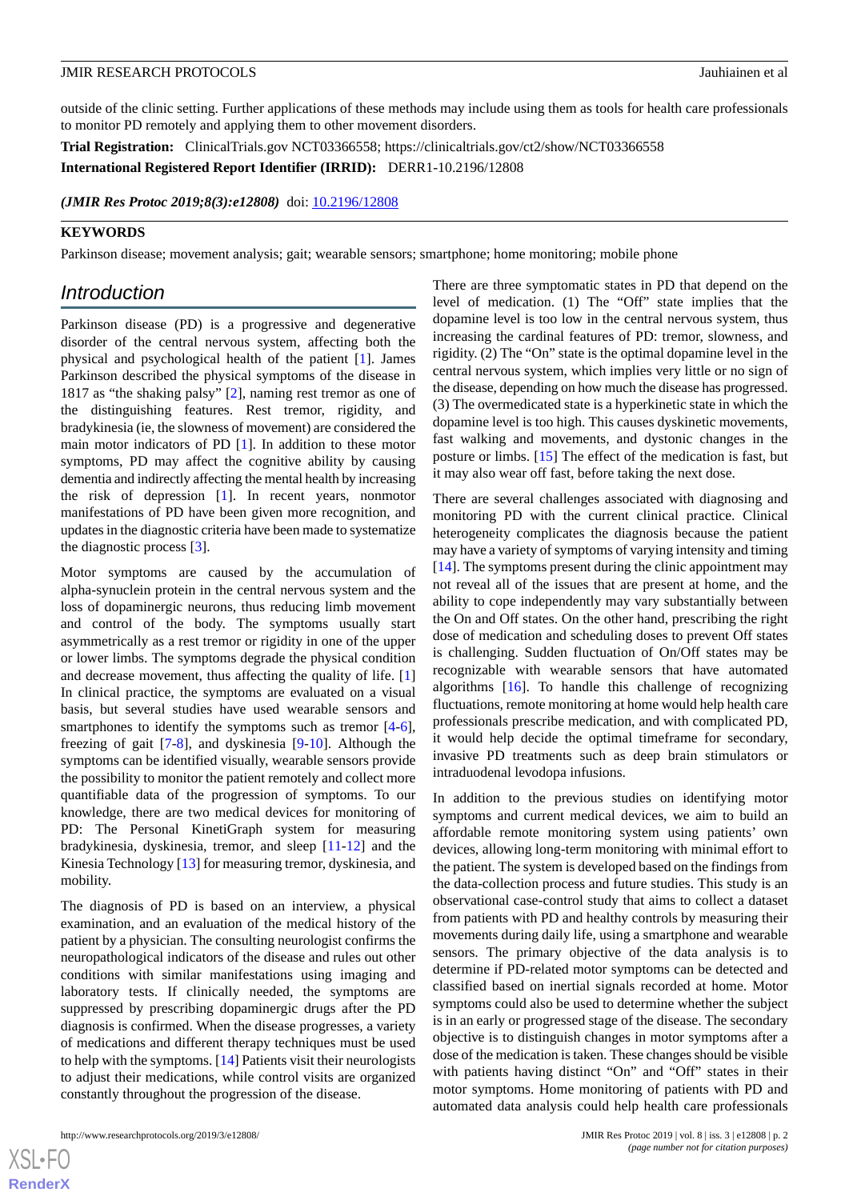outside of the clinic setting. Further applications of these methods may include using them as tools for health care professionals to monitor PD remotely and applying them to other movement disorders.

**Trial Registration:** ClinicalTrials.gov NCT03366558; https://clinicaltrials.gov/ct2/show/NCT03366558

**International Registered Report Identifier (IRRID):** DERR1-10.2196/12808

***(JMIR Res Protoc 2019;8(3):e12808)*** doi: 10.2196/12808

**KEYWORDS**

Parkinson disease; movement analysis; gait; wearable sensors; smartphone; home monitoring; mobile phone

## Introduction

Parkinson disease (PD) is a progressive and degenerative disorder of the central nervous system, affecting both the physical and psychological health of the patient [1]. James Parkinson described the physical symptoms of the disease in 1817 as "the shaking palsy" [2], naming rest tremor as one of the distinguishing features. Rest tremor, rigidity, and bradykinesia (ie, the slowness of movement) are considered the main motor indicators of PD [1]. In addition to these motor symptoms, PD may affect the cognitive ability by causing dementia and indirectly affecting the mental health by increasing the risk of depression [1]. In recent years, nonmotor manifestations of PD have been given more recognition, and updates in the diagnostic criteria have been made to systematize the diagnostic process [3].

Motor symptoms are caused by the accumulation of alpha-synuclein protein in the central nervous system and the loss of dopaminergic neurons, thus reducing limb movement and control of the body. The symptoms usually start asymmetrically as a rest tremor or rigidity in one of the upper or lower limbs. The symptoms degrade the physical condition and decrease movement, thus affecting the quality of life. [1] In clinical practice, the symptoms are evaluated on a visual basis, but several studies have used wearable sensors and smartphones to identify the symptoms such as tremor [4-6], freezing of gait [7-8], and dyskinesia [9-10]. Although the symptoms can be identified visually, wearable sensors provide the possibility to monitor the patient remotely and collect more quantifiable data of the progression of symptoms. To our knowledge, there are two medical devices for monitoring of PD: The Personal KinetiGraph system for measuring bradykinesia, dyskinesia, tremor, and sleep [11-12] and the Kinesia Technology [13] for measuring tremor, dyskinesia, and mobility.

The diagnosis of PD is based on an interview, a physical examination, and an evaluation of the medical history of the patient by a physician. The consulting neurologist confirms the neuropathological indicators of the disease and rules out other conditions with similar manifestations using imaging and laboratory tests. If clinically needed, the symptoms are suppressed by prescribing dopaminergic drugs after the PD diagnosis is confirmed. When the disease progresses, a variety of medications and different therapy techniques must be used to help with the symptoms. [14] Patients visit their neurologists to adjust their medications, while control visits are organized constantly throughout the progression of the disease.

There are three symptomatic states in PD that depend on the level of medication. (1) The "Off" state implies that the dopamine level is too low in the central nervous system, thus increasing the cardinal features of PD: tremor, slowness, and rigidity. (2) The "On" state is the optimal dopamine level in the central nervous system, which implies very little or no sign of the disease, depending on how much the disease has progressed. (3) The overmedicated state is a hyperkinetic state in which the dopamine level is too high. This causes dyskinetic movements, fast walking and movements, and dystonic changes in the posture or limbs. [15] The effect of the medication is fast, but it may also wear off fast, before taking the next dose.

There are several challenges associated with diagnosing and monitoring PD with the current clinical practice. Clinical heterogeneity complicates the diagnosis because the patient may have a variety of symptoms of varying intensity and timing [14]. The symptoms present during the clinic appointment may not reveal all of the issues that are present at home, and the ability to cope independently may vary substantially between the On and Off states. On the other hand, prescribing the right dose of medication and scheduling doses to prevent Off states is challenging. Sudden fluctuation of On/Off states may be recognizable with wearable sensors that have automated algorithms [16]. To handle this challenge of recognizing fluctuations, remote monitoring at home would help health care professionals prescribe medication, and with complicated PD, it would help decide the optimal timeframe for secondary, invasive PD treatments such as deep brain stimulators or intraduodenal levodopa infusions.

In addition to the previous studies on identifying motor symptoms and current medical devices, we aim to build an affordable remote monitoring system using patients' own devices, allowing long-term monitoring with minimal effort to the patient. The system is developed based on the findings from the data-collection process and future studies. This study is an observational case-control study that aims to collect a dataset from patients with PD and healthy controls by measuring their movements during daily life, using a smartphone and wearable sensors. The primary objective of the data analysis is to determine if PD-related motor symptoms can be detected and classified based on inertial signals recorded at home. Motor symptoms could also be used to determine whether the subject is in an early or progressed stage of the disease. The secondary objective is to distinguish changes in motor symptoms after a dose of the medication is taken. These changes should be visible with patients having distinct "On" and "Off" states in their motor symptoms. Home monitoring of patients with PD and automated data analysis could help health care professionals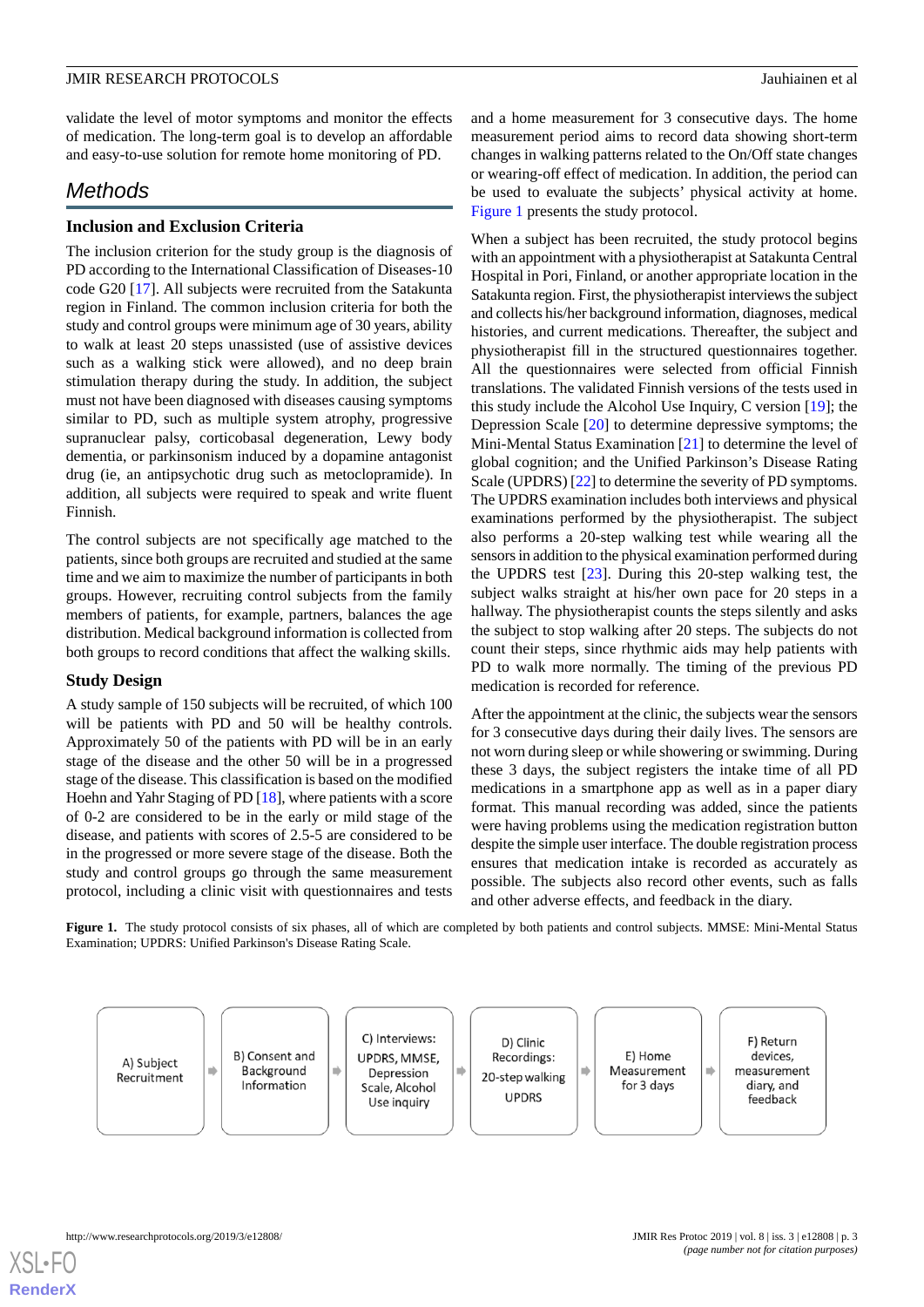validate the level of motor symptoms and monitor the effects of medication. The long-term goal is to develop an affordable and easy-to-use solution for remote home monitoring of PD.

## Methods

### Inclusion and Exclusion Criteria

The inclusion criterion for the study group is the diagnosis of PD according to the International Classification of Diseases-10 code G20 [17]. All subjects were recruited from the Satakunta region in Finland. The common inclusion criteria for both the study and control groups were minimum age of 30 years, ability to walk at least 20 steps unassisted (use of assistive devices such as a walking stick were allowed), and no deep brain stimulation therapy during the study. In addition, the subject must not have been diagnosed with diseases causing symptoms similar to PD, such as multiple system atrophy, progressive supranuclear palsy, corticobasal degeneration, Lewy body dementia, or parkinsonism induced by a dopamine antagonist drug (ie, an antipsychotic drug such as metoclopramide). In addition, all subjects were required to speak and write fluent Finnish.

The control subjects are not specifically age matched to the patients, since both groups are recruited and studied at the same time and we aim to maximize the number of participants in both groups. However, recruiting control subjects from the family members of patients, for example, partners, balances the age distribution. Medical background information is collected from both groups to record conditions that affect the walking skills.

### Study Design

A study sample of 150 subjects will be recruited, of which 100 will be patients with PD and 50 will be healthy controls. Approximately 50 of the patients with PD will be in an early stage of the disease and the other 50 will be in a progressed stage of the disease. This classification is based on the modified Hoehn and Yahr Staging of PD [18], where patients with a score of 0-2 are considered to be in the early or mild stage of the disease, and patients with scores of 2.5-5 are considered to be in the progressed or more severe stage of the disease. Both the study and control groups go through the same measurement protocol, including a clinic visit with questionnaires and tests and a home measurement for 3 consecutive days. The home measurement period aims to record data showing short-term changes in walking patterns related to the On/Off state changes or wearing-off effect of medication. In addition, the period can be used to evaluate the subjects' physical activity at home. Figure 1 presents the study protocol.

When a subject has been recruited, the study protocol begins with an appointment with a physiotherapist at Satakunta Central Hospital in Pori, Finland, or another appropriate location in the Satakunta region. First, the physiotherapist interviews the subject and collects his/her background information, diagnoses, medical histories, and current medications. Thereafter, the subject and physiotherapist fill in the structured questionnaires together. All the questionnaires were selected from official Finnish translations. The validated Finnish versions of the tests used in this study include the Alcohol Use Inquiry, C version [19]; the Depression Scale [20] to determine depressive symptoms; the Mini-Mental Status Examination [21] to determine the level of global cognition; and the Unified Parkinson's Disease Rating Scale (UPDRS) [22] to determine the severity of PD symptoms. The UPDRS examination includes both interviews and physical examinations performed by the physiotherapist. The subject also performs a 20-step walking test while wearing all the sensors in addition to the physical examination performed during the UPDRS test [23]. During this 20-step walking test, the subject walks straight at his/her own pace for 20 steps in a hallway. The physiotherapist counts the steps silently and asks the subject to stop walking after 20 steps. The subjects do not count their steps, since rhythmic aids may help patients with PD to walk more normally. The timing of the previous PD medication is recorded for reference.

After the appointment at the clinic, the subjects wear the sensors for 3 consecutive days during their daily lives. The sensors are not worn during sleep or while showering or swimming. During these 3 days, the subject registers the intake time of all PD medications in a smartphone app as well as in a paper diary format. This manual recording was added, since the patients were having problems using the medication registration button despite the simple user interface. The double registration process ensures that medication intake is recorded as accurately as possible. The subjects also record other events, such as falls and other adverse effects, and feedback in the diary.

**Figure 1.** The study protocol consists of six phases, all of which are completed by both patients and control subjects. MMSE: Mini-Mental Status Examination; UPDRS: Unified Parkinson's Disease Rating Scale.

A) Subject Recruitment → B) Consent and Background Information → C) Interviews: UPDRS, MMSE, Depression Scale, Alcohol Use inquiry → D) Clinic Recordings: 20-step walking UPDRS → E) Home Measurement for 3 days → F) Return devices, measurement diary, and feedback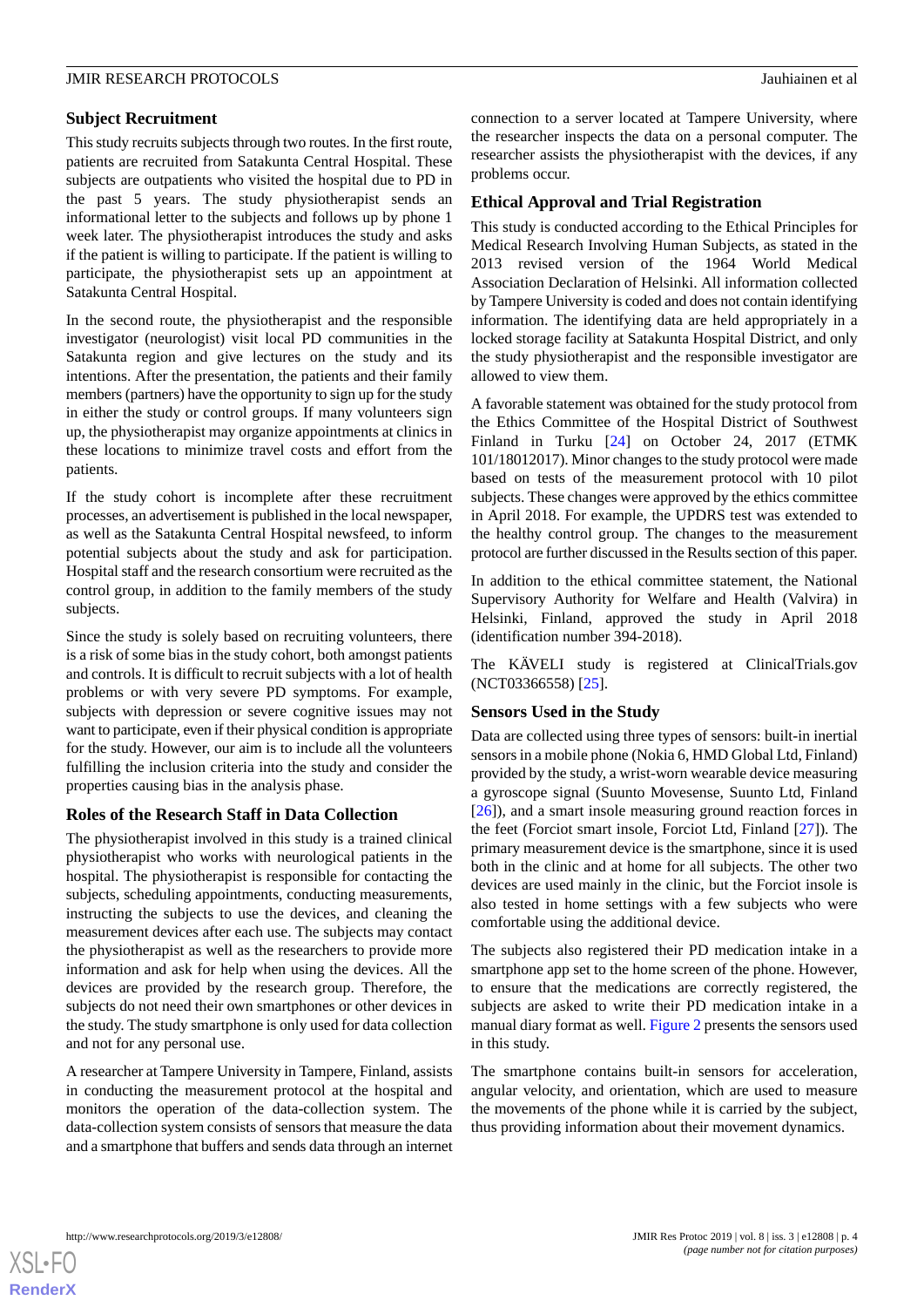### Subject Recruitment

This study recruits subjects through two routes. In the first route, patients are recruited from Satakunta Central Hospital. These subjects are outpatients who visited the hospital due to PD in the past 5 years. The study physiotherapist sends an informational letter to the subjects and follows up by phone 1 week later. The physiotherapist introduces the study and asks if the patient is willing to participate. If the patient is willing to participate, the physiotherapist sets up an appointment at Satakunta Central Hospital.

In the second route, the physiotherapist and the responsible investigator (neurologist) visit local PD communities in the Satakunta region and give lectures on the study and its intentions. After the presentation, the patients and their family members (partners) have the opportunity to sign up for the study in either the study or control groups. If many volunteers sign up, the physiotherapist may organize appointments at clinics in these locations to minimize travel costs and effort from the patients.

If the study cohort is incomplete after these recruitment processes, an advertisement is published in the local newspaper, as well as the Satakunta Central Hospital newsfeed, to inform potential subjects about the study and ask for participation. Hospital staff and the research consortium were recruited as the control group, in addition to the family members of the study subjects.

Since the study is solely based on recruiting volunteers, there is a risk of some bias in the study cohort, both amongst patients and controls. It is difficult to recruit subjects with a lot of health problems or with very severe PD symptoms. For example, subjects with depression or severe cognitive issues may not want to participate, even if their physical condition is appropriate for the study. However, our aim is to include all the volunteers fulfilling the inclusion criteria into the study and consider the properties causing bias in the analysis phase.

### Roles of the Research Staff in Data Collection

The physiotherapist involved in this study is a trained clinical physiotherapist who works with neurological patients in the hospital. The physiotherapist is responsible for contacting the subjects, scheduling appointments, conducting measurements, instructing the subjects to use the devices, and cleaning the measurement devices after each use. The subjects may contact the physiotherapist as well as the researchers to provide more information and ask for help when using the devices. All the devices are provided by the research group. Therefore, the subjects do not need their own smartphones or other devices in the study. The study smartphone is only used for data collection and not for any personal use.

A researcher at Tampere University in Tampere, Finland, assists in conducting the measurement protocol at the hospital and monitors the operation of the data-collection system. The data-collection system consists of sensors that measure the data and a smartphone that buffers and sends data through an internet connection to a server located at Tampere University, where the researcher inspects the data on a personal computer. The researcher assists the physiotherapist with the devices, if any problems occur.

### Ethical Approval and Trial Registration

This study is conducted according to the Ethical Principles for Medical Research Involving Human Subjects, as stated in the 2013 revised version of the 1964 World Medical Association Declaration of Helsinki. All information collected by Tampere University is coded and does not contain identifying information. The identifying data are held appropriately in a locked storage facility at Satakunta Hospital District, and only the study physiotherapist and the responsible investigator are allowed to view them.

A favorable statement was obtained for the study protocol from the Ethics Committee of the Hospital District of Southwest Finland in Turku [24] on October 24, 2017 (ETMK 101/18012017). Minor changes to the study protocol were made based on tests of the measurement protocol with 10 pilot subjects. These changes were approved by the ethics committee in April 2018. For example, the UPDRS test was extended to the healthy control group. The changes to the measurement protocol are further discussed in the Results section of this paper.

In addition to the ethical committee statement, the National Supervisory Authority for Welfare and Health (Valvira) in Helsinki, Finland, approved the study in April 2018 (identification number 394-2018).

The KÄVELI study is registered at ClinicalTrials.gov (NCT03366558) [25].

### Sensors Used in the Study

Data are collected using three types of sensors: built-in inertial sensors in a mobile phone (Nokia 6, HMD Global Ltd, Finland) provided by the study, a wrist-worn wearable device measuring a gyroscope signal (Suunto Movesense, Suunto Ltd, Finland [26]), and a smart insole measuring ground reaction forces in the feet (Forciot smart insole, Forciot Ltd, Finland [27]). The primary measurement device is the smartphone, since it is used both in the clinic and at home for all subjects. The other two devices are used mainly in the clinic, but the Forciot insole is also tested in home settings with a few subjects who were comfortable using the additional device.

The subjects also registered their PD medication intake in a smartphone app set to the home screen of the phone. However, to ensure that the medications are correctly registered, the subjects are asked to write their PD medication intake in a manual diary format as well. Figure 2 presents the sensors used in this study.

The smartphone contains built-in sensors for acceleration, angular velocity, and orientation, which are used to measure the movements of the phone while it is carried by the subject, thus providing information about their movement dynamics.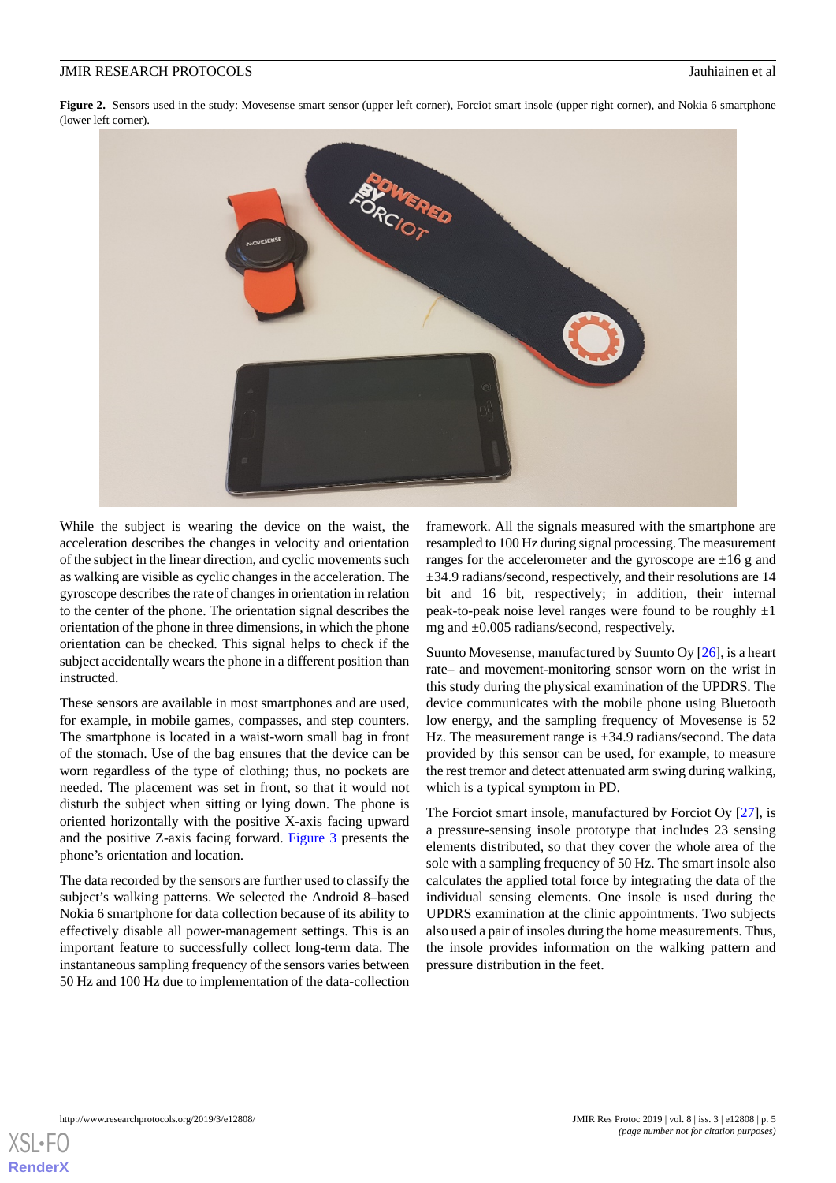**Figure 2.** Sensors used in the study: Movesense smart sensor (upper left corner), Forciot smart insole (upper right corner), and Nokia 6 smartphone (lower left corner).

While the subject is wearing the device on the waist, the acceleration describes the changes in velocity and orientation of the subject in the linear direction, and cyclic movements such as walking are visible as cyclic changes in the acceleration. The gyroscope describes the rate of changes in orientation in relation to the center of the phone. The orientation signal describes the orientation of the phone in three dimensions, in which the phone orientation can be checked. This signal helps to check if the subject accidentally wears the phone in a different position than instructed.

These sensors are available in most smartphones and are used, for example, in mobile games, compasses, and step counters. The smartphone is located in a waist-worn small bag in front of the stomach. Use of the bag ensures that the device can be worn regardless of the type of clothing; thus, no pockets are needed. The placement was set in front, so that it would not disturb the subject when sitting or lying down. The phone is oriented horizontally with the positive X-axis facing upward and the positive Z-axis facing forward. Figure 3 presents the phone's orientation and location.

The data recorded by the sensors are further used to classify the subject's walking patterns. We selected the Android 8–based Nokia 6 smartphone for data collection because of its ability to effectively disable all power-management settings. This is an important feature to successfully collect long-term data. The instantaneous sampling frequency of the sensors varies between 50 Hz and 100 Hz due to implementation of the data-collection framework. All the signals measured with the smartphone are resampled to 100 Hz during signal processing. The measurement ranges for the accelerometer and the gyroscope are ±16 g and ±34.9 radians/second, respectively, and their resolutions are 14 bit and 16 bit, respectively; in addition, their internal peak-to-peak noise level ranges were found to be roughly ±1 mg and ±0.005 radians/second, respectively.

Suunto Movesense, manufactured by Suunto Oy [26], is a heart rate– and movement-monitoring sensor worn on the wrist in this study during the physical examination of the UPDRS. The device communicates with the mobile phone using Bluetooth low energy, and the sampling frequency of Movesense is 52 Hz. The measurement range is ±34.9 radians/second. The data provided by this sensor can be used, for example, to measure the rest tremor and detect attenuated arm swing during walking, which is a typical symptom in PD.

The Forciot smart insole, manufactured by Forciot Oy [27], is a pressure-sensing insole prototype that includes 23 sensing elements distributed, so that they cover the whole area of the sole with a sampling frequency of 50 Hz. The smart insole also calculates the applied total force by integrating the data of the individual sensing elements. One insole is used during the UPDRS examination at the clinic appointments. Two subjects also used a pair of insoles during the home measurements. Thus, the insole provides information on the walking pattern and pressure distribution in the feet.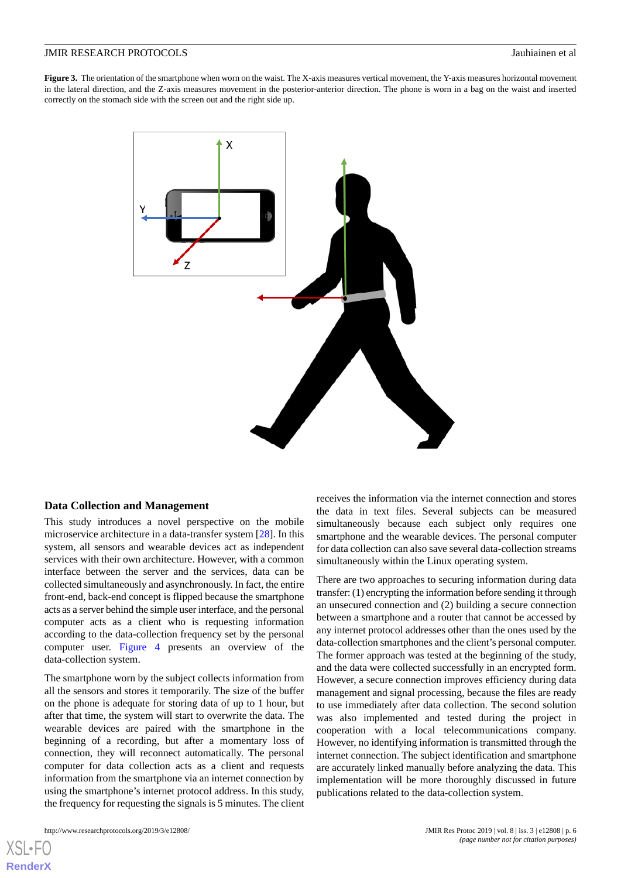**Figure 3.** The orientation of the smartphone when worn on the waist. The X-axis measures vertical movement, the Y-axis measures horizontal movement in the lateral direction, and the Z-axis measures movement in the posterior-anterior direction. The phone is worn in a bag on the waist and inserted correctly on the stomach side with the screen out and the right side up.

### Data Collection and Management

This study introduces a novel perspective on the mobile microservice architecture in a data-transfer system [28]. In this system, all sensors and wearable devices act as independent services with their own architecture. However, with a common interface between the server and the services, data can be collected simultaneously and asynchronously. In fact, the entire front-end, back-end concept is flipped because the smartphone acts as a server behind the simple user interface, and the personal computer acts as a client who is requesting information according to the data-collection frequency set by the personal computer user. Figure 4 presents an overview of the data-collection system.

The smartphone worn by the subject collects information from all the sensors and stores it temporarily. The size of the buffer on the phone is adequate for storing data of up to 1 hour, but after that time, the system will start to overwrite the data. The wearable devices are paired with the smartphone in the beginning of a recording, but after a momentary loss of connection, they will reconnect automatically. The personal computer for data collection acts as a client and requests information from the smartphone via an internet connection by using the smartphone's internet protocol address. In this study, the frequency for requesting the signals is 5 minutes. The client receives the information via the internet connection and stores the data in text files. Several subjects can be measured simultaneously because each subject only requires one smartphone and the wearable devices. The personal computer for data collection can also save several data-collection streams simultaneously within the Linux operating system.

There are two approaches to securing information during data transfer: (1) encrypting the information before sending it through an unsecured connection and (2) building a secure connection between a smartphone and a router that cannot be accessed by any internet protocol addresses other than the ones used by the data-collection smartphones and the client's personal computer. The former approach was tested at the beginning of the study, and the data were collected successfully in an encrypted form. However, a secure connection improves efficiency during data management and signal processing, because the files are ready to use immediately after data collection. The second solution was also implemented and tested during the project in cooperation with a local telecommunications company. However, no identifying information is transmitted through the internet connection. The subject identification and smartphone are accurately linked manually before analyzing the data. This implementation will be more thoroughly discussed in future publications related to the data-collection system.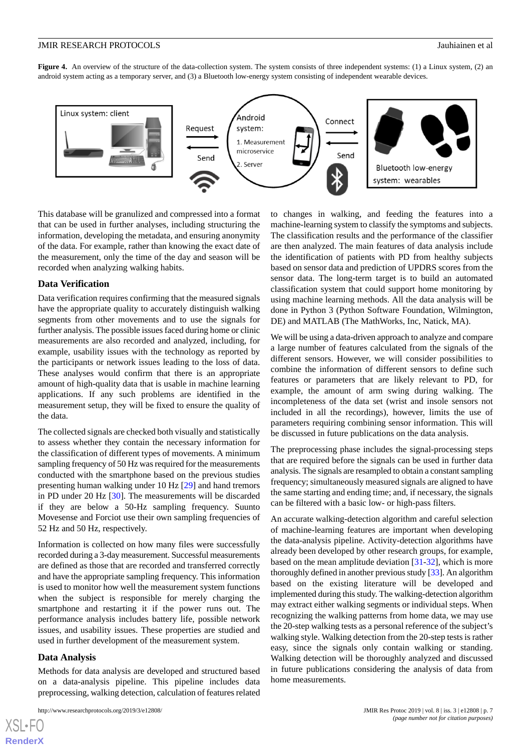**Figure 4.** An overview of the structure of the data-collection system. The system consists of three independent systems: (1) a Linux system, (2) an android system acting as a temporary server, and (3) a Bluetooth low-energy system consisting of independent wearable devices.

This database will be granulized and compressed into a format that can be used in further analyses, including structuring the information, developing the metadata, and ensuring anonymity of the data. For example, rather than knowing the exact date of the measurement, only the time of the day and season will be recorded when analyzing walking habits.

### Data Verification

Data verification requires confirming that the measured signals have the appropriate quality to accurately distinguish walking segments from other movements and to use the signals for further analysis. The possible issues faced during home or clinic measurements are also recorded and analyzed, including, for example, usability issues with the technology as reported by the participants or network issues leading to the loss of data. These analyses would confirm that there is an appropriate amount of high-quality data that is usable in machine learning applications. If any such problems are identified in the measurement setup, they will be fixed to ensure the quality of the data.

The collected signals are checked both visually and statistically to assess whether they contain the necessary information for the classification of different types of movements. A minimum sampling frequency of 50 Hz was required for the measurements conducted with the smartphone based on the previous studies presenting human walking under 10 Hz [29] and hand tremors in PD under 20 Hz [30]. The measurements will be discarded if they are below a 50-Hz sampling frequency. Suunto Movesense and Forciot use their own sampling frequencies of 52 Hz and 50 Hz, respectively.

Information is collected on how many files were successfully recorded during a 3-day measurement. Successful measurements are defined as those that are recorded and transferred correctly and have the appropriate sampling frequency. This information is used to monitor how well the measurement system functions when the subject is responsible for merely charging the smartphone and restarting it if the power runs out. The performance analysis includes battery life, possible network issues, and usability issues. These properties are studied and used in further development of the measurement system.

### Data Analysis

Methods for data analysis are developed and structured based on a data-analysis pipeline. This pipeline includes data preprocessing, walking detection, calculation of features related to changes in walking, and feeding the features into a machine-learning system to classify the symptoms and subjects. The classification results and the performance of the classifier are then analyzed. The main features of data analysis include the identification of patients with PD from healthy subjects based on sensor data and prediction of UPDRS scores from the sensor data. The long-term target is to build an automated classification system that could support home monitoring by using machine learning methods. All the data analysis will be done in Python 3 (Python Software Foundation, Wilmington, DE) and MATLAB (The MathWorks, Inc, Natick, MA).

We will be using a data-driven approach to analyze and compare a large number of features calculated from the signals of the different sensors. However, we will consider possibilities to combine the information of different sensors to define such features or parameters that are likely relevant to PD, for example, the amount of arm swing during walking. The incompleteness of the data set (wrist and insole sensors not included in all the recordings), however, limits the use of parameters requiring combining sensor information. This will be discussed in future publications on the data analysis.

The preprocessing phase includes the signal-processing steps that are required before the signals can be used in further data analysis. The signals are resampled to obtain a constant sampling frequency; simultaneously measured signals are aligned to have the same starting and ending time; and, if necessary, the signals can be filtered with a basic low- or high-pass filters.

An accurate walking-detection algorithm and careful selection of machine-learning features are important when developing the data-analysis pipeline. Activity-detection algorithms have already been developed by other research groups, for example, based on the mean amplitude deviation [31-32], which is more thoroughly defined in another previous study [33]. An algorithm based on the existing literature will be developed and implemented during this study. The walking-detection algorithm may extract either walking segments or individual steps. When recognizing the walking patterns from home data, we may use the 20-step walking tests as a personal reference of the subject's walking style. Walking detection from the 20-step tests is rather easy, since the signals only contain walking or standing. Walking detection will be thoroughly analyzed and discussed in future publications considering the analysis of data from home measurements.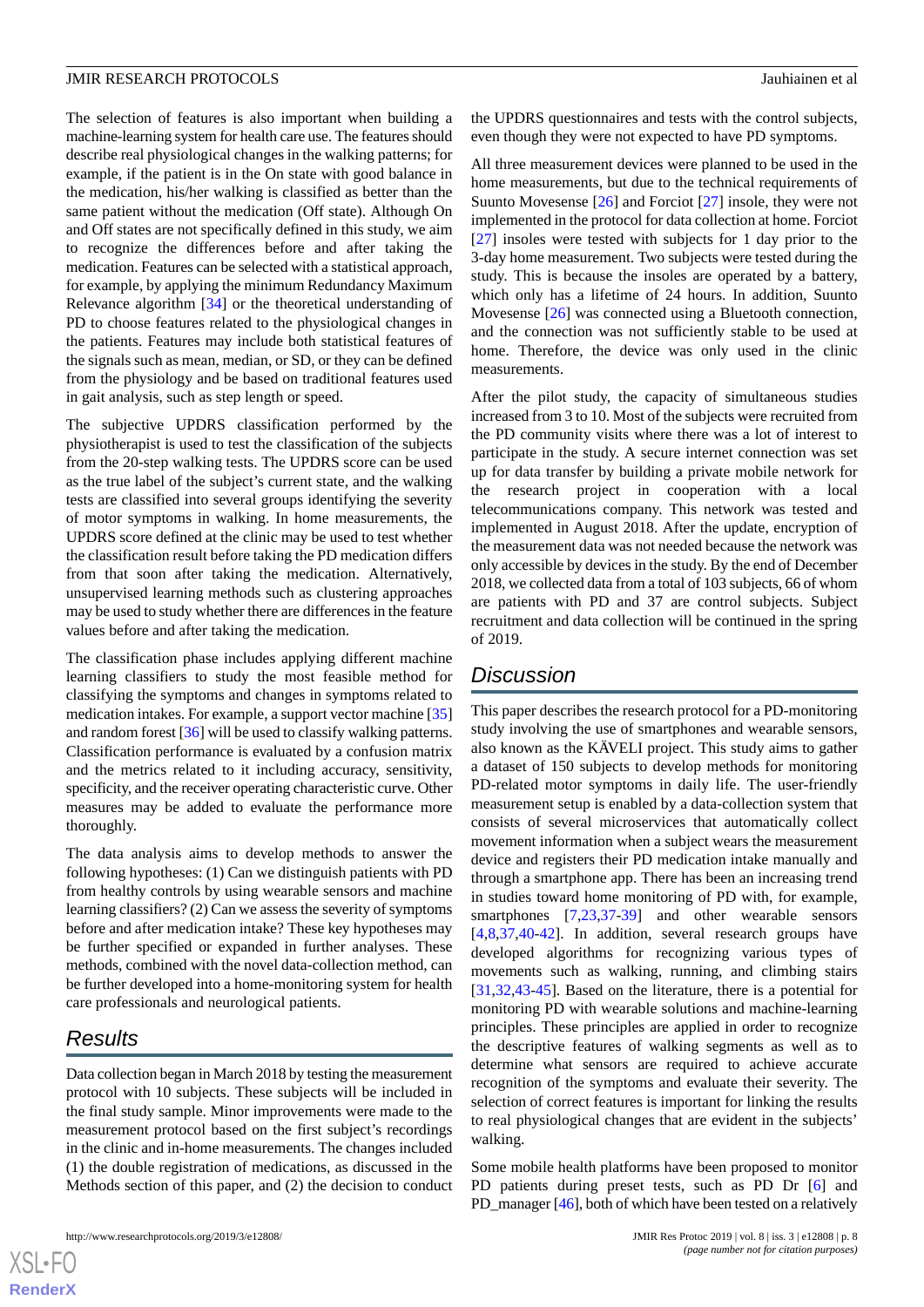The selection of features is also important when building a machine-learning system for health care use. The features should describe real physiological changes in the walking patterns; for example, if the patient is in the On state with good balance in the medication, his/her walking is classified as better than the same patient without the medication (Off state). Although On and Off states are not specifically defined in this study, we aim to recognize the differences before and after taking the medication. Features can be selected with a statistical approach, for example, by applying the minimum Redundancy Maximum Relevance algorithm [34] or the theoretical understanding of PD to choose features related to the physiological changes in the patients. Features may include both statistical features of the signals such as mean, median, or SD, or they can be defined from the physiology and be based on traditional features used in gait analysis, such as step length or speed.

The subjective UPDRS classification performed by the physiotherapist is used to test the classification of the subjects from the 20-step walking tests. The UPDRS score can be used as the true label of the subject's current state, and the walking tests are classified into several groups identifying the severity of motor symptoms in walking. In home measurements, the UPDRS score defined at the clinic may be used to test whether the classification result before taking the PD medication differs from that soon after taking the medication. Alternatively, unsupervised learning methods such as clustering approaches may be used to study whether there are differences in the feature values before and after taking the medication.

The classification phase includes applying different machine learning classifiers to study the most feasible method for classifying the symptoms and changes in symptoms related to medication intakes. For example, a support vector machine [35] and random forest [36] will be used to classify walking patterns. Classification performance is evaluated by a confusion matrix and the metrics related to it including accuracy, sensitivity, specificity, and the receiver operating characteristic curve. Other measures may be added to evaluate the performance more thoroughly.

The data analysis aims to develop methods to answer the following hypotheses: (1) Can we distinguish patients with PD from healthy controls by using wearable sensors and machine learning classifiers? (2) Can we assess the severity of symptoms before and after medication intake? These key hypotheses may be further specified or expanded in further analyses. These methods, combined with the novel data-collection method, can be further developed into a home-monitoring system for health care professionals and neurological patients.

## Results

Data collection began in March 2018 by testing the measurement protocol with 10 subjects. These subjects will be included in the final study sample. Minor improvements were made to the measurement protocol based on the first subject's recordings in the clinic and in-home measurements. The changes included (1) the double registration of medications, as discussed in the Methods section of this paper, and (2) the decision to conduct the UPDRS questionnaires and tests with the control subjects, even though they were not expected to have PD symptoms.

All three measurement devices were planned to be used in the home measurements, but due to the technical requirements of Suunto Movesense [26] and Forciot [27] insole, they were not implemented in the protocol for data collection at home. Forciot [27] insoles were tested with subjects for 1 day prior to the 3-day home measurement. Two subjects were tested during the study. This is because the insoles are operated by a battery, which only has a lifetime of 24 hours. In addition, Suunto Movesense [26] was connected using a Bluetooth connection, and the connection was not sufficiently stable to be used at home. Therefore, the device was only used in the clinic measurements.

After the pilot study, the capacity of simultaneous studies increased from 3 to 10. Most of the subjects were recruited from the PD community visits where there was a lot of interest to participate in the study. A secure internet connection was set up for data transfer by building a private mobile network for the research project in cooperation with a local telecommunications company. This network was tested and implemented in August 2018. After the update, encryption of the measurement data was not needed because the network was only accessible by devices in the study. By the end of December 2018, we collected data from a total of 103 subjects, 66 of whom are patients with PD and 37 are control subjects. Subject recruitment and data collection will be continued in the spring of 2019.

## Discussion

This paper describes the research protocol for a PD-monitoring study involving the use of smartphones and wearable sensors, also known as the KÄVELI project. This study aims to gather a dataset of 150 subjects to develop methods for monitoring PD-related motor symptoms in daily life. The user-friendly measurement setup is enabled by a data-collection system that consists of several microservices that automatically collect movement information when a subject wears the measurement device and registers their PD medication intake manually and through a smartphone app. There has been an increasing trend in studies toward home monitoring of PD with, for example, smartphones [7,23,37-39] and other wearable sensors [4,8,37,40-42]. In addition, several research groups have developed algorithms for recognizing various types of movements such as walking, running, and climbing stairs [31,32,43-45]. Based on the literature, there is a potential for monitoring PD with wearable solutions and machine-learning principles. These principles are applied in order to recognize the descriptive features of walking segments as well as to determine what sensors are required to achieve accurate recognition of the symptoms and evaluate their severity. The selection of correct features is important for linking the results to real physiological changes that are evident in the subjects' walking.

Some mobile health platforms have been proposed to monitor PD patients during preset tests, such as PD Dr [6] and PD_manager [46], both of which have been tested on a relatively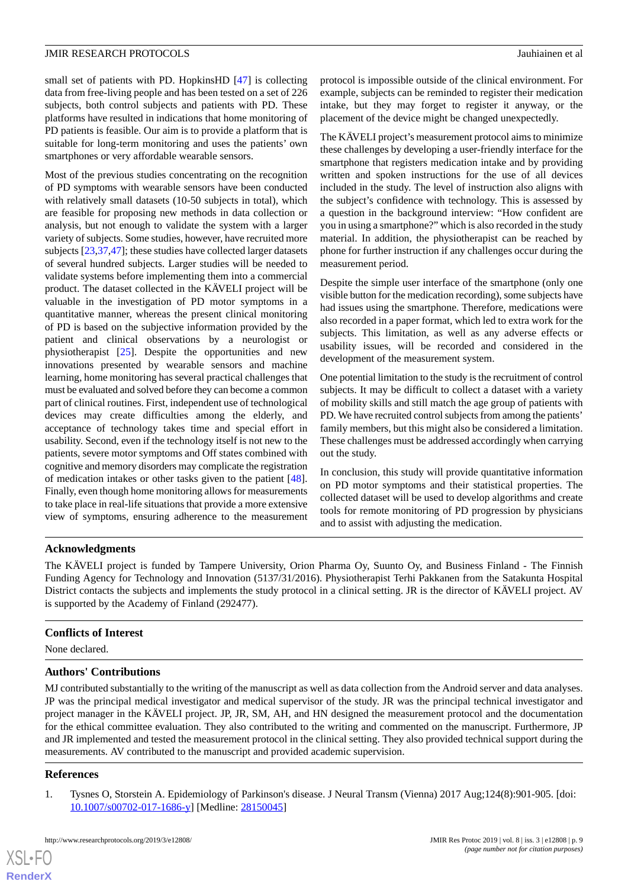small set of patients with PD. HopkinsHD [47] is collecting data from free-living people and has been tested on a set of 226 subjects, both control subjects and patients with PD. These platforms have resulted in indications that home monitoring of PD patients is feasible. Our aim is to provide a platform that is suitable for long-term monitoring and uses the patients' own smartphones or very affordable wearable sensors.

Most of the previous studies concentrating on the recognition of PD symptoms with wearable sensors have been conducted with relatively small datasets (10-50 subjects in total), which are feasible for proposing new methods in data collection or analysis, but not enough to validate the system with a larger variety of subjects. Some studies, however, have recruited more subjects [23,37,47]; these studies have collected larger datasets of several hundred subjects. Larger studies will be needed to validate systems before implementing them into a commercial product. The dataset collected in the KÄVELI project will be valuable in the investigation of PD motor symptoms in a quantitative manner, whereas the present clinical monitoring of PD is based on the subjective information provided by the patient and clinical observations by a neurologist or physiotherapist [25]. Despite the opportunities and new innovations presented by wearable sensors and machine learning, home monitoring has several practical challenges that must be evaluated and solved before they can become a common part of clinical routines. First, independent use of technological devices may create difficulties among the elderly, and acceptance of technology takes time and special effort in usability. Second, even if the technology itself is not new to the patients, severe motor symptoms and Off states combined with cognitive and memory disorders may complicate the registration of medication intakes or other tasks given to the patient [48]. Finally, even though home monitoring allows for measurements to take place in real-life situations that provide a more extensive view of symptoms, ensuring adherence to the measurement protocol is impossible outside of the clinical environment. For example, subjects can be reminded to register their medication intake, but they may forget to register it anyway, or the placement of the device might be changed unexpectedly.

The KÄVELI project's measurement protocol aims to minimize these challenges by developing a user-friendly interface for the smartphone that registers medication intake and by providing written and spoken instructions for the use of all devices included in the study. The level of instruction also aligns with the subject's confidence with technology. This is assessed by a question in the background interview: "How confident are you in using a smartphone?" which is also recorded in the study material. In addition, the physiotherapist can be reached by phone for further instruction if any challenges occur during the measurement period.

Despite the simple user interface of the smartphone (only one visible button for the medication recording), some subjects have had issues using the smartphone. Therefore, medications were also recorded in a paper format, which led to extra work for the subjects. This limitation, as well as any adverse effects or usability issues, will be recorded and considered in the development of the measurement system.

One potential limitation to the study is the recruitment of control subjects. It may be difficult to collect a dataset with a variety of mobility skills and still match the age group of patients with PD. We have recruited control subjects from among the patients' family members, but this might also be considered a limitation. These challenges must be addressed accordingly when carrying out the study.

In conclusion, this study will provide quantitative information on PD motor symptoms and their statistical properties. The collected dataset will be used to develop algorithms and create tools for remote monitoring of PD progression by physicians and to assist with adjusting the medication.

## Acknowledgments

The KÄVELI project is funded by Tampere University, Orion Pharma Oy, Suunto Oy, and Business Finland - The Finnish Funding Agency for Technology and Innovation (5137/31/2016). Physiotherapist Terhi Pakkanen from the Satakunta Hospital District contacts the subjects and implements the study protocol in a clinical setting. JR is the director of KÄVELI project. AV is supported by the Academy of Finland (292477).

## Conflicts of Interest

None declared.

## Authors' Contributions

MJ contributed substantially to the writing of the manuscript as well as data collection from the Android server and data analyses. JP was the principal medical investigator and medical supervisor of the study. JR was the principal technical investigator and project manager in the KÄVELI project. JP, JR, SM, AH, and HN designed the measurement protocol and the documentation for the ethical committee evaluation. They also contributed to the writing and commented on the manuscript. Furthermore, JP and JR implemented and tested the measurement protocol in the clinical setting. They also provided technical support during the measurements. AV contributed to the manuscript and provided academic supervision.

## References

1. Tysnes O, Storstein A. Epidemiology of Parkinson's disease. J Neural Transm (Vienna) 2017 Aug;124(8):901-905. [doi: 10.1007/s00702-017-1686-y] [Medline: 28150045]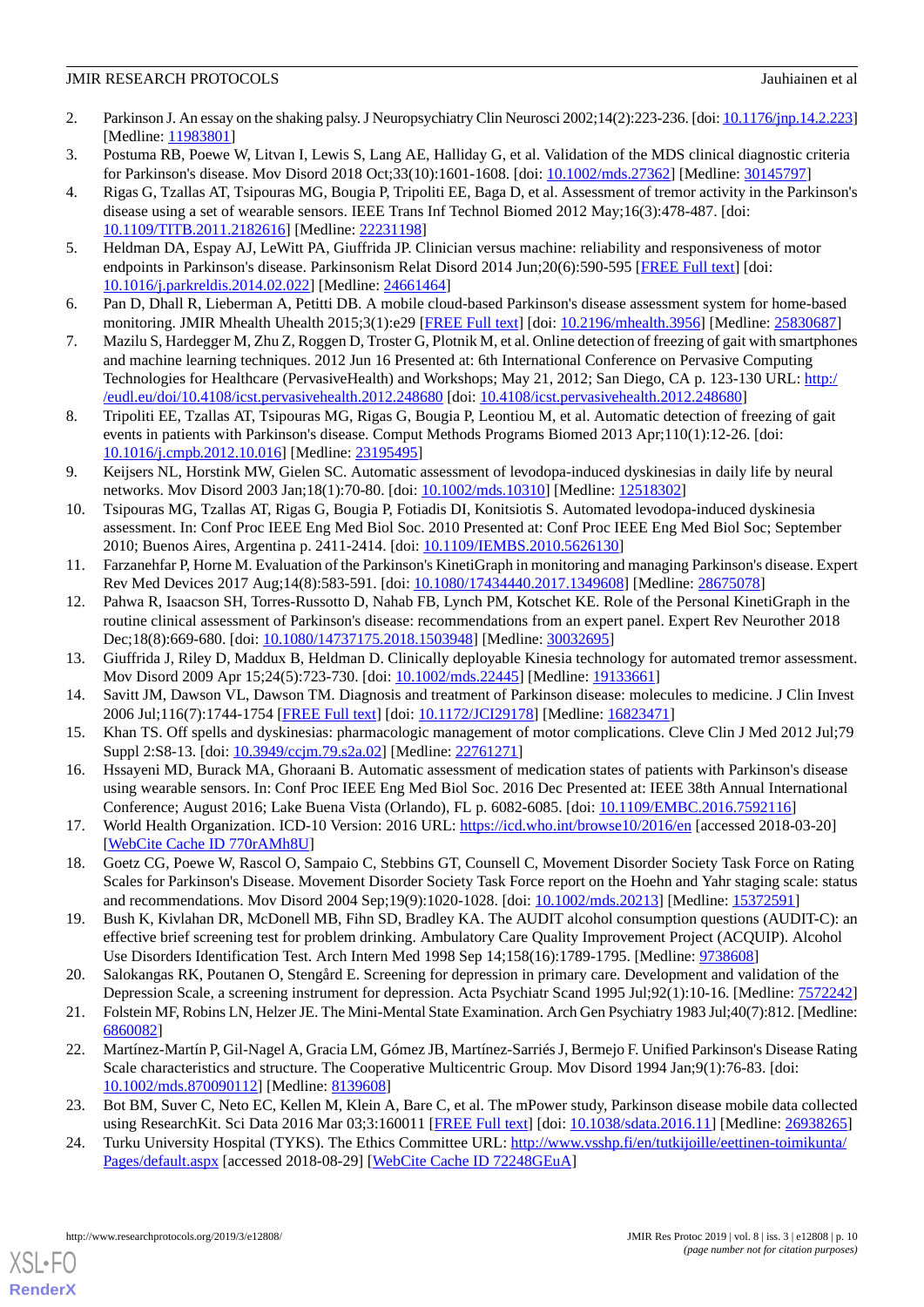2. Parkinson J. An essay on the shaking palsy. J Neuropsychiatry Clin Neurosci 2002;14(2):223-236. [doi: 10.1176/jnp.14.2.223] [Medline: 11983801]
3. Postuma RB, Poewe W, Litvan I, Lewis S, Lang AE, Halliday G, et al. Validation of the MDS clinical diagnostic criteria for Parkinson's disease. Mov Disord 2018 Oct;33(10):1601-1608. [doi: 10.1002/mds.27362] [Medline: 30145797]
4. Rigas G, Tzallas AT, Tsipouras MG, Bougia P, Tripoliti EE, Baga D, et al. Assessment of tremor activity in the Parkinson's disease using a set of wearable sensors. IEEE Trans Inf Technol Biomed 2012 May;16(3):478-487. [doi: 10.1109/TITB.2011.2182616] [Medline: 22231198]
5. Heldman DA, Espay AJ, LeWitt PA, Giuffrida JP. Clinician versus machine: reliability and responsiveness of motor endpoints in Parkinson's disease. Parkinsonism Relat Disord 2014 Jun;20(6):590-595 [FREE Full text] [doi: 10.1016/j.parkreldis.2014.02.022] [Medline: 24661464]
6. Pan D, Dhall R, Lieberman A, Petitti DB. A mobile cloud-based Parkinson's disease assessment system for home-based monitoring. JMIR Mhealth Uhealth 2015;3(1):e29 [FREE Full text] [doi: 10.2196/mhealth.3956] [Medline: 25830687]
7. Mazilu S, Hardegger M, Zhu Z, Roggen D, Troster G, Plotnik M, et al. Online detection of freezing of gait with smartphones and machine learning techniques. 2012 Jun 16 Presented at: 6th International Conference on Pervasive Computing Technologies for Healthcare (PervasiveHealth) and Workshops; May 21, 2012; San Diego, CA p. 123-130 URL: http://eudl.eu/doi/10.4108/icst.pervasivehealth.2012.248680 [doi: 10.4108/icst.pervasivehealth.2012.248680]
8. Tripoliti EE, Tzallas AT, Tsipouras MG, Rigas G, Bougia P, Leontiou M, et al. Automatic detection of freezing of gait events in patients with Parkinson's disease. Comput Methods Programs Biomed 2013 Apr;110(1):12-26. [doi: 10.1016/j.cmpb.2012.10.016] [Medline: 23195495]
9. Keijsers NL, Horstink MW, Gielen SC. Automatic assessment of levodopa-induced dyskinesias in daily life by neural networks. Mov Disord 2003 Jan;18(1):70-80. [doi: 10.1002/mds.10310] [Medline: 12518302]
10. Tsipouras MG, Tzallas AT, Rigas G, Bougia P, Fotiadis DI, Konitsiotis S. Automated levodopa-induced dyskinesia assessment. In: Conf Proc IEEE Eng Med Biol Soc. 2010 Presented at: Conf Proc IEEE Eng Med Biol Soc; September 2010; Buenos Aires, Argentina p. 2411-2414. [doi: 10.1109/IEMBS.2010.5626130]
11. Farzanehfar P, Horne M. Evaluation of the Parkinson's KinetiGraph in monitoring and managing Parkinson's disease. Expert Rev Med Devices 2017 Aug;14(8):583-591. [doi: 10.1080/17434440.2017.1349608] [Medline: 28675078]
12. Pahwa R, Isaacson SH, Torres-Russotto D, Nahab FB, Lynch PM, Kotschet KE. Role of the Personal KinetiGraph in the routine clinical assessment of Parkinson's disease: recommendations from an expert panel. Expert Rev Neurother 2018 Dec;18(8):669-680. [doi: 10.1080/14737175.2018.1503948] [Medline: 30032695]
13. Giuffrida J, Riley D, Maddux B, Heldman D. Clinically deployable Kinesia technology for automated tremor assessment. Mov Disord 2009 Apr 15;24(5):723-730. [doi: 10.1002/mds.22445] [Medline: 19133661]
14. Savitt JM, Dawson VL, Dawson TM. Diagnosis and treatment of Parkinson disease: molecules to medicine. J Clin Invest 2006 Jul;116(7):1744-1754 [FREE Full text] [doi: 10.1172/JCI29178] [Medline: 16823471]
15. Khan TS. Off spells and dyskinesias: pharmacologic management of motor complications. Cleve Clin J Med 2012 Jul;79 Suppl 2:S8-13. [doi: 10.3949/ccjm.79.s2a.02] [Medline: 22761271]
16. Hssayeni MD, Burack MA, Ghoraani B. Automatic assessment of medication states of patients with Parkinson's disease using wearable sensors. In: Conf Proc IEEE Eng Med Biol Soc. 2016 Dec Presented at: IEEE 38th Annual International Conference; August 2016; Lake Buena Vista (Orlando), FL p. 6082-6085. [doi: 10.1109/EMBC.2016.7592116]
17. World Health Organization. ICD-10 Version: 2016 URL: https://icd.who.int/browse10/2016/en [accessed 2018-03-20] [WebCite Cache ID 770rAMh8U]
18. Goetz CG, Poewe W, Rascol O, Sampaio C, Stebbins GT, Counsell C, Movement Disorder Society Task Force on Rating Scales for Parkinson's Disease. Movement Disorder Society Task Force report on the Hoehn and Yahr staging scale: status and recommendations. Mov Disord 2004 Sep;19(9):1020-1028. [doi: 10.1002/mds.20213] [Medline: 15372591]
19. Bush K, Kivlahan DR, McDonell MB, Fihn SD, Bradley KA. The AUDIT alcohol consumption questions (AUDIT-C): an effective brief screening test for problem drinking. Ambulatory Care Quality Improvement Project (ACQUIP). Alcohol Use Disorders Identification Test. Arch Intern Med 1998 Sep 14;158(16):1789-1795. [Medline: 9738608]
20. Salokangas RK, Poutanen O, Stengård E. Screening for depression in primary care. Development and validation of the Depression Scale, a screening instrument for depression. Acta Psychiatr Scand 1995 Jul;92(1):10-16. [Medline: 7572242]
21. Folstein MF, Robins LN, Helzer JE. The Mini-Mental State Examination. Arch Gen Psychiatry 1983 Jul;40(7):812. [Medline: 6860082]
22. Martínez-Martín P, Gil-Nagel A, Gracia LM, Gómez JB, Martínez-Sarriés J, Bermejo F. Unified Parkinson's Disease Rating Scale characteristics and structure. The Cooperative Multicentric Group. Mov Disord 1994 Jan;9(1):76-83. [doi: 10.1002/mds.870090112] [Medline: 8139608]
23. Bot BM, Suver C, Neto EC, Kellen M, Klein A, Bare C, et al. The mPower study, Parkinson disease mobile data collected using ResearchKit. Sci Data 2016 Mar 03;3:160011 [FREE Full text] [doi: 10.1038/sdata.2016.11] [Medline: 26938265]
24. Turku University Hospital (TYKS). The Ethics Committee URL: http://www.vsshp.fi/en/tutkijoille/eettinen-toimikunta/Pages/default.aspx [accessed 2018-08-29] [WebCite Cache ID 72248GEuA]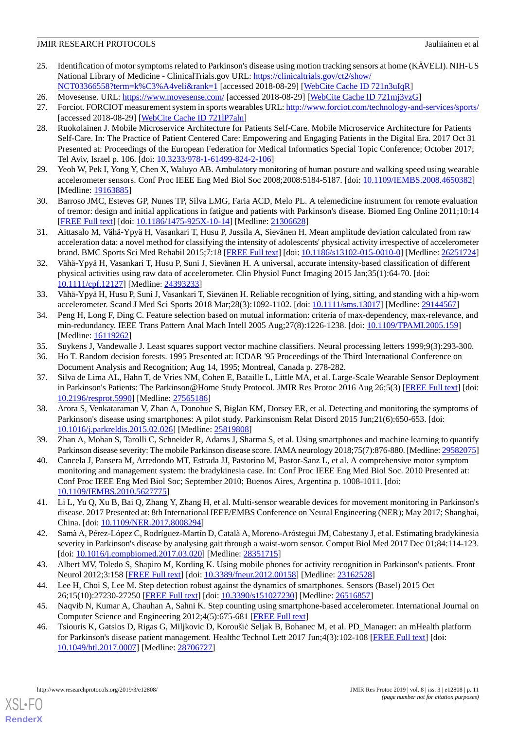25. Identification of motor symptoms related to Parkinson's disease using motion tracking sensors at home (KÄVELI). NIH-US National Library of Medicine - ClinicalTrials.gov URL: https://clinicaltrials.gov/ct2/show/NCT03366558?term=k%C3%A4veli&rank=1 [accessed 2018-08-29] [WebCite Cache ID 721n3uIqR]
26. Movesense. URL: https://www.movesense.com/ [accessed 2018-08-29] [WebCite Cache ID 721mj3vzG]
27. Forciot. FORCIOT measurement system in sports wearables URL: http://www.forciot.com/technology-and-services/sports/ [accessed 2018-08-29] [WebCite Cache ID 721lP7aln]
28. Ruokolainen J. Mobile Microservice Architecture for Patients Self-Care. Mobile Microservice Architecture for Patients Self-Care. In: The Practice of Patient Centered Care: Empowering and Engaging Patients in the Digital Era. 2017 Oct 31 Presented at: Proceedings of the European Federation for Medical Informatics Special Topic Conference; October 2017; Tel Aviv, Israel p. 106. [doi: 10.3233/978-1-61499-824-2-106]
29. Yeoh W, Pek I, Yong Y, Chen X, Waluyo AB. Ambulatory monitoring of human posture and walking speed using wearable accelerometer sensors. Conf Proc IEEE Eng Med Biol Soc 2008;2008:5184-5187. [doi: 10.1109/IEMBS.2008.4650382] [Medline: 19163885]
30. Barroso JMC, Esteves GP, Nunes TP, Silva LMG, Faria ACD, Melo PL. A telemedicine instrument for remote evaluation of tremor: design and initial applications in fatigue and patients with Parkinson's disease. Biomed Eng Online 2011;10:14 [FREE Full text] [doi: 10.1186/1475-925X-10-14] [Medline: 21306628]
31. Aittasalo M, Vähä-Ypyä H, Vasankari T, Husu P, Jussila A, Sievänen H. Mean amplitude deviation calculated from raw acceleration data: a novel method for classifying the intensity of adolescents' physical activity irrespective of accelerometer brand. BMC Sports Sci Med Rehabil 2015;7:18 [FREE Full text] [doi: 10.1186/s13102-015-0010-0] [Medline: 26251724]
32. Vähä-Ypyä H, Vasankari T, Husu P, Suni J, Sievänen H. A universal, accurate intensity-based classification of different physical activities using raw data of accelerometer. Clin Physiol Funct Imaging 2015 Jan;35(1):64-70. [doi: 10.1111/cpf.12127] [Medline: 24393233]
33. Vähä-Ypyä H, Husu P, Suni J, Vasankari T, Sievänen H. Reliable recognition of lying, sitting, and standing with a hip-worn accelerometer. Scand J Med Sci Sports 2018 Mar;28(3):1092-1102. [doi: 10.1111/sms.13017] [Medline: 29144567]
34. Peng H, Long F, Ding C. Feature selection based on mutual information: criteria of max-dependency, max-relevance, and min-redundancy. IEEE Trans Pattern Anal Mach Intell 2005 Aug;27(8):1226-1238. [doi: 10.1109/TPAMI.2005.159] [Medline: 16119262]
35. Suykens J, Vandewalle J. Least squares support vector machine classifiers. Neural processing letters 1999;9(3):293-300.
36. Ho T. Random decision forests. 1995 Presented at: ICDAR '95 Proceedings of the Third International Conference on Document Analysis and Recognition; Aug 14, 1995; Montreal, Canada p. 278-282.
37. Silva de Lima AL, Hahn T, de Vries NM, Cohen E, Bataille L, Little MA, et al. Large-Scale Wearable Sensor Deployment in Parkinson's Patients: The Parkinson@Home Study Protocol. JMIR Res Protoc 2016 Aug 26;5(3) [FREE Full text] [doi: 10.2196/resprot.5990] [Medline: 27565186]
38. Arora S, Venkataraman V, Zhan A, Donohue S, Biglan KM, Dorsey ER, et al. Detecting and monitoring the symptoms of Parkinson's disease using smartphones: A pilot study. Parkinsonism Relat Disord 2015 Jun;21(6):650-653. [doi: 10.1016/j.parkreldis.2015.02.026] [Medline: 25819808]
39. Zhan A, Mohan S, Tarolli C, Schneider R, Adams J, Sharma S, et al. Using smartphones and machine learning to quantify Parkinson disease severity: The mobile Parkinson disease score. JAMA neurology 2018;75(7):876-880. [Medline: 29582075]
40. Cancela J, Pansera M, Arredondo MT, Estrada JJ, Pastorino M, Pastor-Sanz L, et al. A comprehensive motor symptom monitoring and management system: the bradykinesia case. In: Conf Proc IEEE Eng Med Biol Soc. 2010 Presented at: Conf Proc IEEE Eng Med Biol Soc; September 2010; Buenos Aires, Argentina p. 1008-1011. [doi: 10.1109/IEMBS.2010.5627775]
41. Li L, Yu Q, Xu B, Bai Q, Zhang Y, Zhang H, et al. Multi-sensor wearable devices for movement monitoring in Parkinson's disease. 2017 Presented at: 8th International IEEE/EMBS Conference on Neural Engineering (NER); May 2017; Shanghai, China. [doi: 10.1109/NER.2017.8008294]
42. Samà A, Pérez-López C, Rodríguez-Martín D, Català A, Moreno-Aróstegui JM, Cabestany J, et al. Estimating bradykinesia severity in Parkinson's disease by analysing gait through a waist-worn sensor. Comput Biol Med 2017 Dec 01;84:114-123. [doi: 10.1016/j.compbiomed.2017.03.020] [Medline: 28351715]
43. Albert MV, Toledo S, Shapiro M, Kording K. Using mobile phones for activity recognition in Parkinson's patients. Front Neurol 2012;3:158 [FREE Full text] [doi: 10.3389/fneur.2012.00158] [Medline: 23162528]
44. Lee H, Choi S, Lee M. Step detection robust against the dynamics of smartphones. Sensors (Basel) 2015 Oct 26;15(10):27230-27250 [FREE Full text] [doi: 10.3390/s151027230] [Medline: 26516857]
45. Naqvib N, Kumar A, Chauhan A, Sahni K. Step counting using smartphone-based accelerometer. International Journal on Computer Science and Engineering 2012;4(5):675-681 [FREE Full text]
46. Tsiouris K, Gatsios D, Rigas G, Miljkovic D, Koroušić Seljak B, Bohanec M, et al. PD_Manager: an mHealth platform for Parkinson's disease patient management. Healthc Technol Lett 2017 Jun;4(3):102-108 [FREE Full text] [doi: 10.1049/htl.2017.0007] [Medline: 28706727]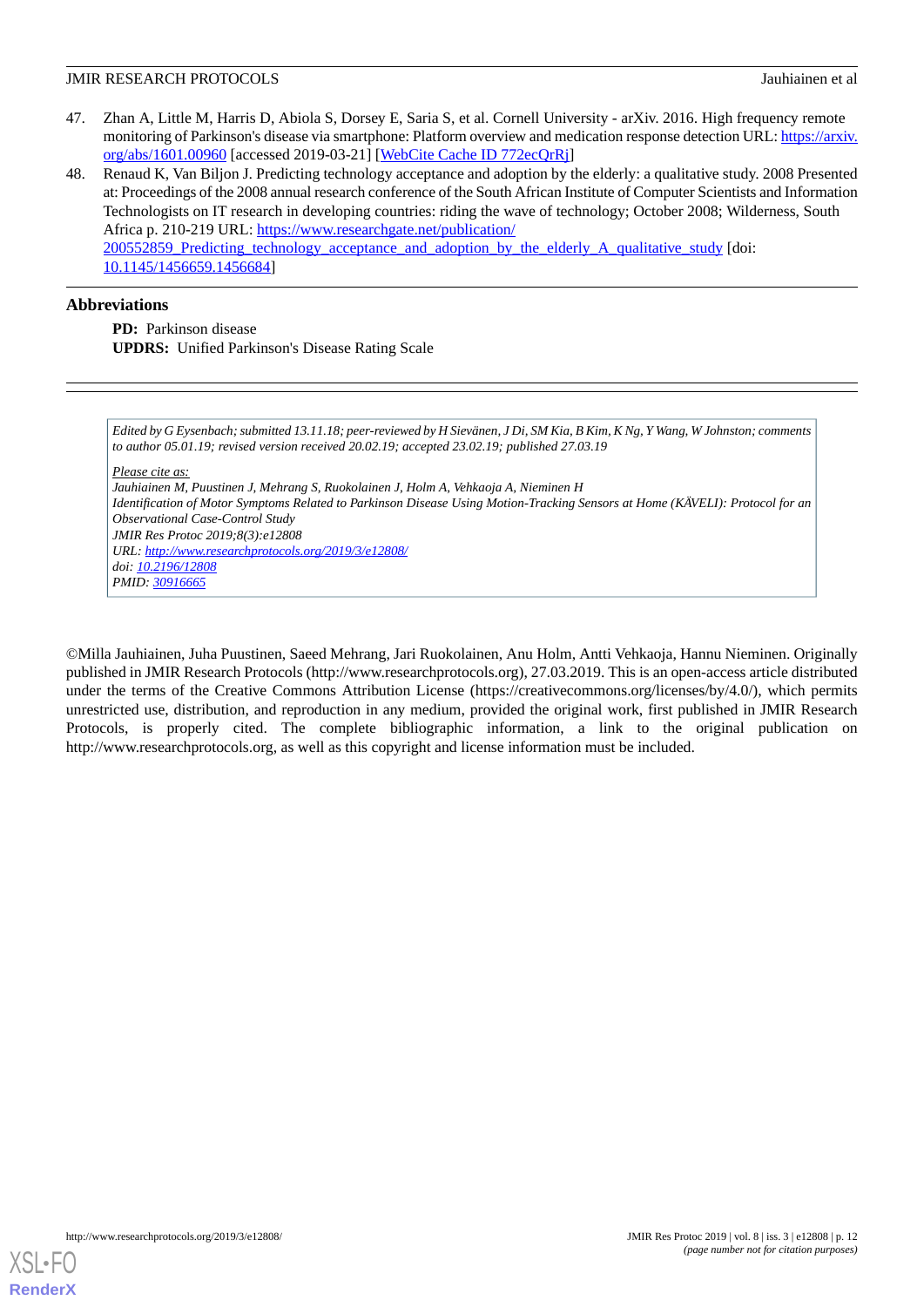47. Zhan A, Little M, Harris D, Abiola S, Dorsey E, Saria S, et al. Cornell University - arXiv. 2016. High frequency remote monitoring of Parkinson's disease via smartphone: Platform overview and medication response detection URL: https://arxiv.org/abs/1601.00960 [accessed 2019-03-21] [WebCite Cache ID 772ecQrRj]
48. Renaud K, Van Biljon J. Predicting technology acceptance and adoption by the elderly: a qualitative study. 2008 Presented at: Proceedings of the 2008 annual research conference of the South African Institute of Computer Scientists and Information Technologists on IT research in developing countries: riding the wave of technology; October 2008; Wilderness, South Africa p. 210-219 URL: https://www.researchgate.net/publication/200552859_Predicting_technology_acceptance_and_adoption_by_the_elderly_A_qualitative_study [doi: 10.1145/1456659.1456684]

## Abbreviations

**PD:** Parkinson disease
**UPDRS:** Unified Parkinson's Disease Rating Scale

*Edited by G Eysenbach; submitted 13.11.18; peer-reviewed by H Sievänen, J Di, SM Kia, B Kim, K Ng, Y Wang, W Johnston; comments to author 05.01.19; revised version received 20.02.19; accepted 23.02.19; published 27.03.19*

*Please cite as:*
*Jauhiainen M, Puustinen J, Mehrang S, Ruokolainen J, Holm A, Vehkaoja A, Nieminen H*
*Identification of Motor Symptoms Related to Parkinson Disease Using Motion-Tracking Sensors at Home (KÄVELI): Protocol for an Observational Case-Control Study*
*JMIR Res Protoc 2019;8(3):e12808*
*URL: http://www.researchprotocols.org/2019/3/e12808/*
*doi: 10.2196/12808*
*PMID: 30916665*

©Milla Jauhiainen, Juha Puustinen, Saeed Mehrang, Jari Ruokolainen, Anu Holm, Antti Vehkaoja, Hannu Nieminen. Originally published in JMIR Research Protocols (http://www.researchprotocols.org), 27.03.2019. This is an open-access article distributed under the terms of the Creative Commons Attribution License (https://creativecommons.org/licenses/by/4.0/), which permits unrestricted use, distribution, and reproduction in any medium, provided the original work, first published in JMIR Research Protocols, is properly cited. The complete bibliographic information, a link to the original publication on http://www.researchprotocols.org, as well as this copyright and license information must be included.